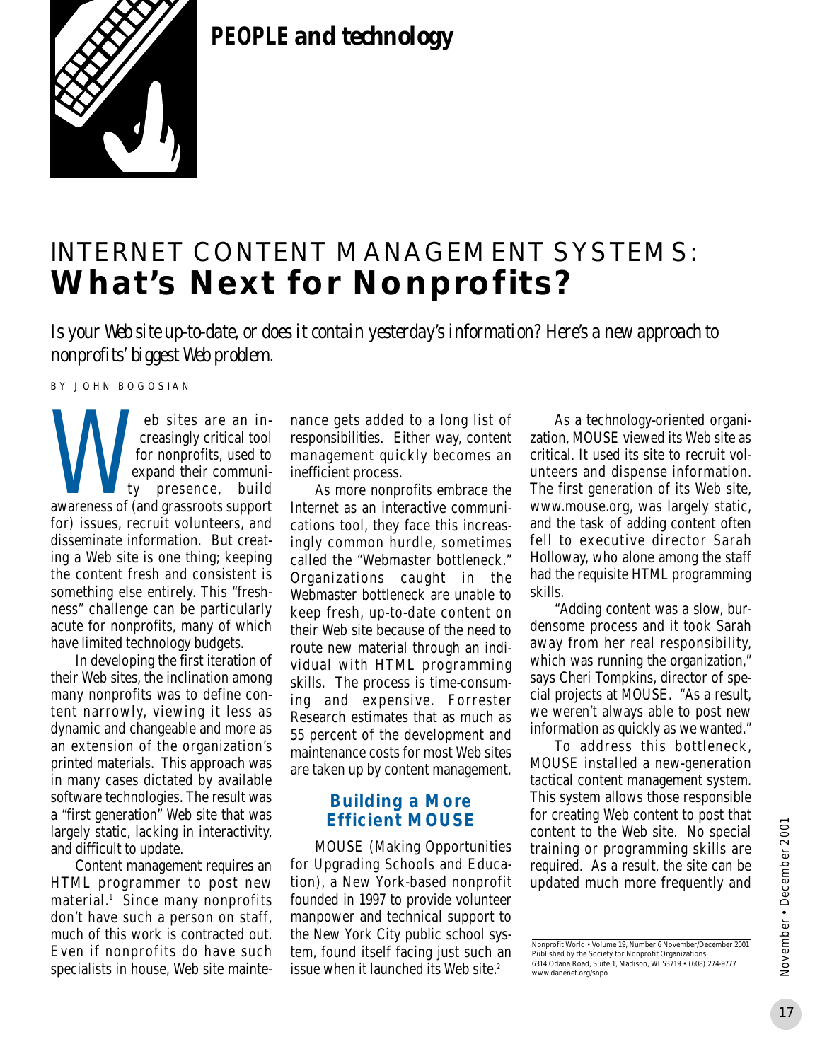**PEOPLE and technology**

# INTERNET CONTENT MANAGEMENT SYSTEMS: **What's Next for Nonprofits?**

*Is your Web site up-to-date, or does it contain yesterday's information? Here's a new approach to nonprofits' biggest Web problem.*

BY JOHN BOGOSIAN

Web sites are an increasingly critical tool for nonprofits, used to expand their community presence, build awareness of (and grassroots support for) issues, recruit volunteers, and disseminate information. But creating a Web site is one thing; keeping the content fresh and consistent is something else entirely. This "freshness" challenge can be particularly acute for nonprofits, many of which have limited technology budgets.

In developing the first iteration of their Web sites, the inclination among many nonprofits was to define content narrowly, viewing it less as dynamic and changeable and more as an extension of the organization's printed materials. This approach was in many cases dictated by available software technologies. The result was a "first generation" Web site that was largely static, lacking in interactivity, and difficult to update.

Content management requires an HTML programmer to post new material.[1] Since many nonprofits don't have such a person on staff, much of this work is contracted out. Even if nonprofits do have such specialists in house, Web site maintenance gets added to a long list of responsibilities. Either way, content management quickly becomes an inefficient process.

As more nonprofits embrace the Internet as an interactive communications tool, they face this increasingly common hurdle, sometimes called the "Webmaster bottleneck." Organizations caught in the Webmaster bottleneck are unable to keep fresh, up-to-date content on their Web site because of the need to route new material through an individual with HTML programming skills. The process is time-consuming and expensive. Forrester Research estimates that as much as 55 percent of the development and maintenance costs for most Web sites are taken up by content management.

## Building a More Efficient MOUSE

MOUSE (Making Opportunities for Upgrading Schools and Education), a New York-based nonprofit founded in 1997 to provide volunteer manpower and technical support to the New York City public school system, found itself facing just such an issue when it launched its Web site.[2]

As a technology-oriented organization, MOUSE viewed its Web site as critical. It used its site to recruit volunteers and dispense information. The first generation of its Web site, www.mouse.org, was largely static, and the task of adding content often fell to executive director Sarah Holloway, who alone among the staff had the requisite HTML programming skills.

"Adding content was a slow, burdensome process and it took Sarah away from her real responsibility, which was running the organization," says Cheri Tompkins, director of special projects at MOUSE. "As a result, we weren't always able to post new information as quickly as we wanted."

To address this bottleneck, MOUSE installed a new-generation tactical content management system. This system allows those responsible for creating Web content to post that content to the Web site. No special training or programming skills are required. As a result, the site can be updated much more frequently and

Nonprofit World • Volume 19, Number 6 November/December 2001
Published by the Society for Nonprofit Organizations
6314 Odana Road, Suite 1, Madison, WI 53719 • (608) 274-9777
www.danenet.org/snpo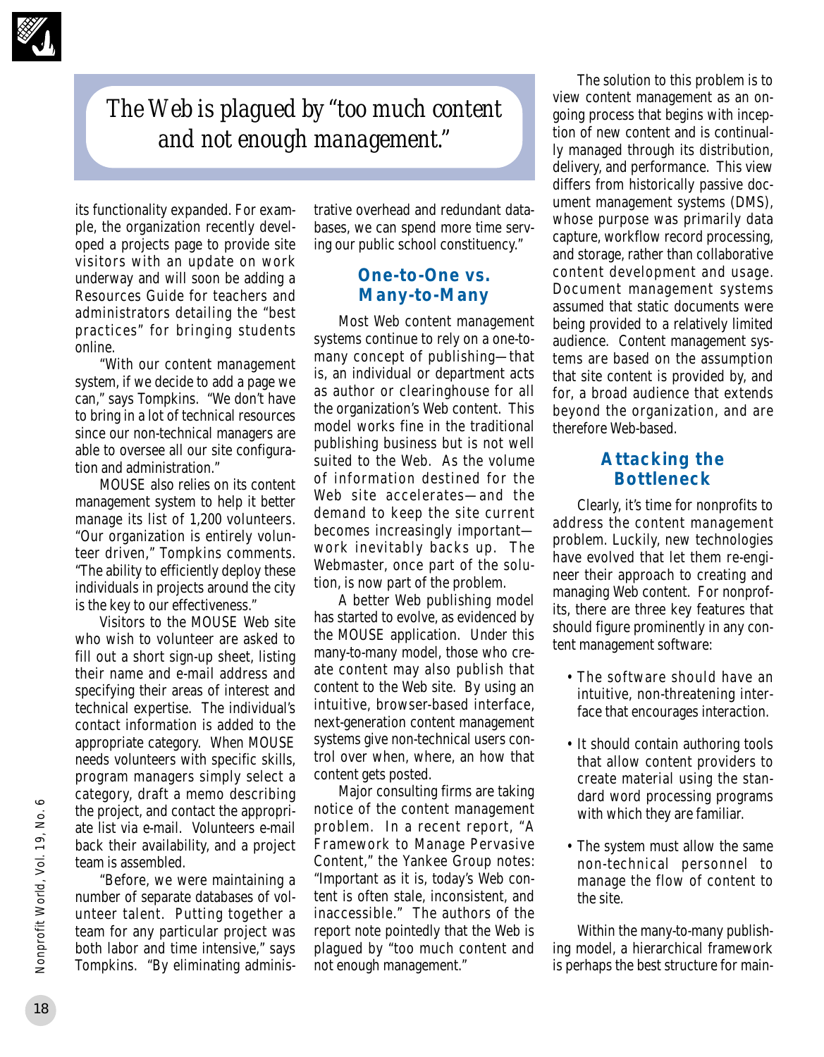> *The Web is plagued by "too much content and not enough management."*

its functionality expanded. For example, the organization recently developed a projects page to provide site visitors with an update on work underway and will soon be adding a Resources Guide for teachers and administrators detailing the "best practices" for bringing students online.

"With our content management system, if we decide to add a page we can," says Tompkins. "We don't have to bring in a lot of technical resources since our non-technical managers are able to oversee all our site configuration and administration."

MOUSE also relies on its content management system to help it better manage its list of 1,200 volunteers. "Our organization is entirely volunteer driven," Tompkins comments. "The ability to efficiently deploy these individuals in projects around the city is the key to our effectiveness."

Visitors to the MOUSE Web site who wish to volunteer are asked to fill out a short sign-up sheet, listing their name and e-mail address and specifying their areas of interest and technical expertise. The individual's contact information is added to the appropriate category. When MOUSE needs volunteers with specific skills, program managers simply select a category, draft a memo describing the project, and contact the appropriate list via e-mail. Volunteers e-mail back their availability, and a project team is assembled.

"Before, we were maintaining a number of separate databases of volunteer talent. Putting together a team for any particular project was both labor and time intensive," says Tompkins. "By eliminating administrative overhead and redundant databases, we can spend more time serving our public school constituency."

## One-to-One vs. Many-to-Many

Most Web content management systems continue to rely on a one-to-many concept of publishing—that is, an individual or department acts as author or clearinghouse for all the organization's Web content. This model works fine in the traditional publishing business but is not well suited to the Web. As the volume of information destined for the Web site accelerates—and the demand to keep the site current becomes increasingly important—work inevitably backs up. The Webmaster, once part of the solution, is now part of the problem.

A better Web publishing model has started to evolve, as evidenced by the MOUSE application. Under this many-to-many model, those who create content may also publish that content to the Web site. By using an intuitive, browser-based interface, next-generation content management systems give non-technical users control over when, where, an how that content gets posted.

Major consulting firms are taking notice of the content management problem. In a recent report, "A Framework to Manage Pervasive Content," the Yankee Group notes: "Important as it is, today's Web content is often stale, inconsistent, and inaccessible." The authors of the report note pointedly that the Web is plagued by "too much content and not enough management."

The solution to this problem is to view content management as an ongoing process that begins with inception of new content and is continually managed through its distribution, delivery, and performance. This view differs from historically passive document management systems (DMS), whose purpose was primarily data capture, workflow record processing, and storage, rather than collaborative content development and usage. Document management systems assumed that static documents were being provided to a relatively limited audience. Content management systems are based on the assumption that site content is provided by, and for, a broad audience that extends beyond the organization, and are therefore Web-based.

## Attacking the Bottleneck

Clearly, it's time for nonprofits to address the content management problem. Luckily, new technologies have evolved that let them re-engineer their approach to creating and managing Web content. For nonprofits, there are three key features that should figure prominently in any content management software:

- The software should have an intuitive, non-threatening interface that encourages interaction.
- It should contain authoring tools that allow content providers to create material using the standard word processing programs with which they are familiar.
- The system must allow the same non-technical personnel to manage the flow of content to the site.

Within the many-to-many publishing model, a hierarchical framework is perhaps the best structure for main-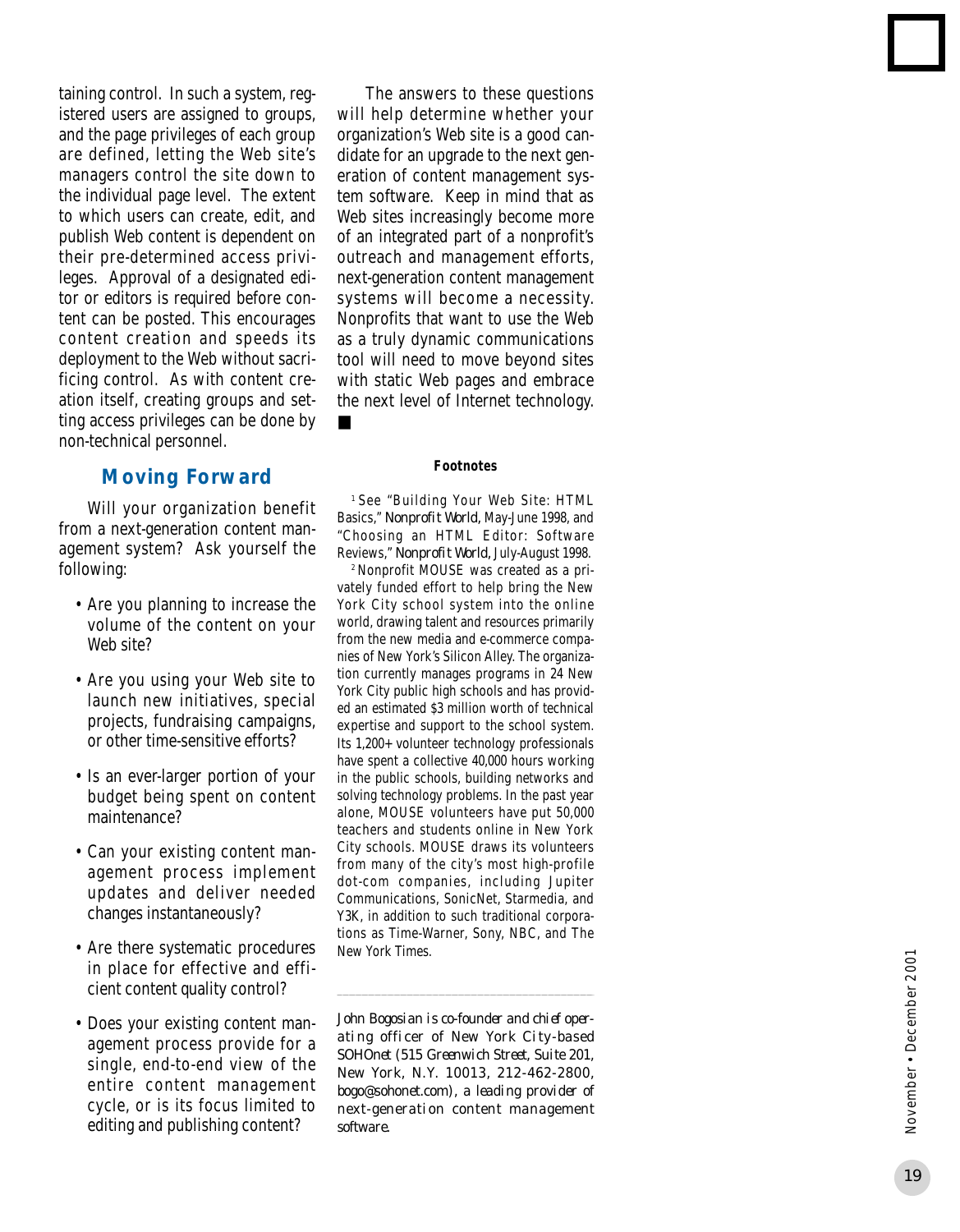taining control. In such a system, registered users are assigned to groups, and the page privileges of each group are defined, letting the Web site's managers control the site down to the individual page level. The extent to which users can create, edit, and publish Web content is dependent on their pre-determined access privileges. Approval of a designated editor or editors is required before content can be posted. This encourages content creation and speeds its deployment to the Web without sacrificing control. As with content creation itself, creating groups and setting access privileges can be done by non-technical personnel.

## Moving Forward

Will your organization benefit from a next-generation content management system? Ask yourself the following:

- Are you planning to increase the volume of the content on your Web site?
- Are you using your Web site to launch new initiatives, special projects, fundraising campaigns, or other time-sensitive efforts?
- Is an ever-larger portion of your budget being spent on content maintenance?
- Can your existing content management process implement updates and deliver needed changes instantaneously?
- Are there systematic procedures in place for effective and efficient content quality control?
- Does your existing content management process provide for a single, end-to-end view of the entire content management cycle, or is its focus limited to editing and publishing content?

The answers to these questions will help determine whether your organization's Web site is a good candidate for an upgrade to the next generation of content management system software. Keep in mind that as Web sites increasingly become more of an integrated part of a nonprofit's outreach and management efforts, next-generation content management systems will become a necessity. Nonprofits that want to use the Web as a truly dynamic communications tool will need to move beyond sites with static Web pages and embrace the next level of Internet technology. ■

### Footnotes

[1] See "Building Your Web Site: HTML Basics," *Nonprofit World*, May-June 1998, and "Choosing an HTML Editor: Software Reviews," *Nonprofit World*, July-August 1998.

[2] Nonprofit MOUSE was created as a privately funded effort to help bring the New York City school system into the online world, drawing talent and resources primarily from the new media and e-commerce companies of New York's Silicon Alley. The organization currently manages programs in 24 New York City public high schools and has provided an estimated $3 million worth of technical expertise and support to the school system. Its 1,200+ volunteer technology professionals have spent a collective 40,000 hours working in the public schools, building networks and solving technology problems. In the past year alone, MOUSE volunteers have put 50,000 teachers and students online in New York City schools. MOUSE draws its volunteers from many of the city's most high-profile dot-com companies, including Jupiter Communications, SonicNet, Starmedia, and Y3K, in addition to such traditional corporations as Time-Warner, Sony, NBC, and The New York Times.

---

*John Bogosian is co-founder and chief operating officer of New York City-based SOHOnet (515 Greenwich Street, Suite 201, New York, N.Y. 10013, 212-462-2800, bogo@sohonet.com), a leading provider of next-generation content management software.*